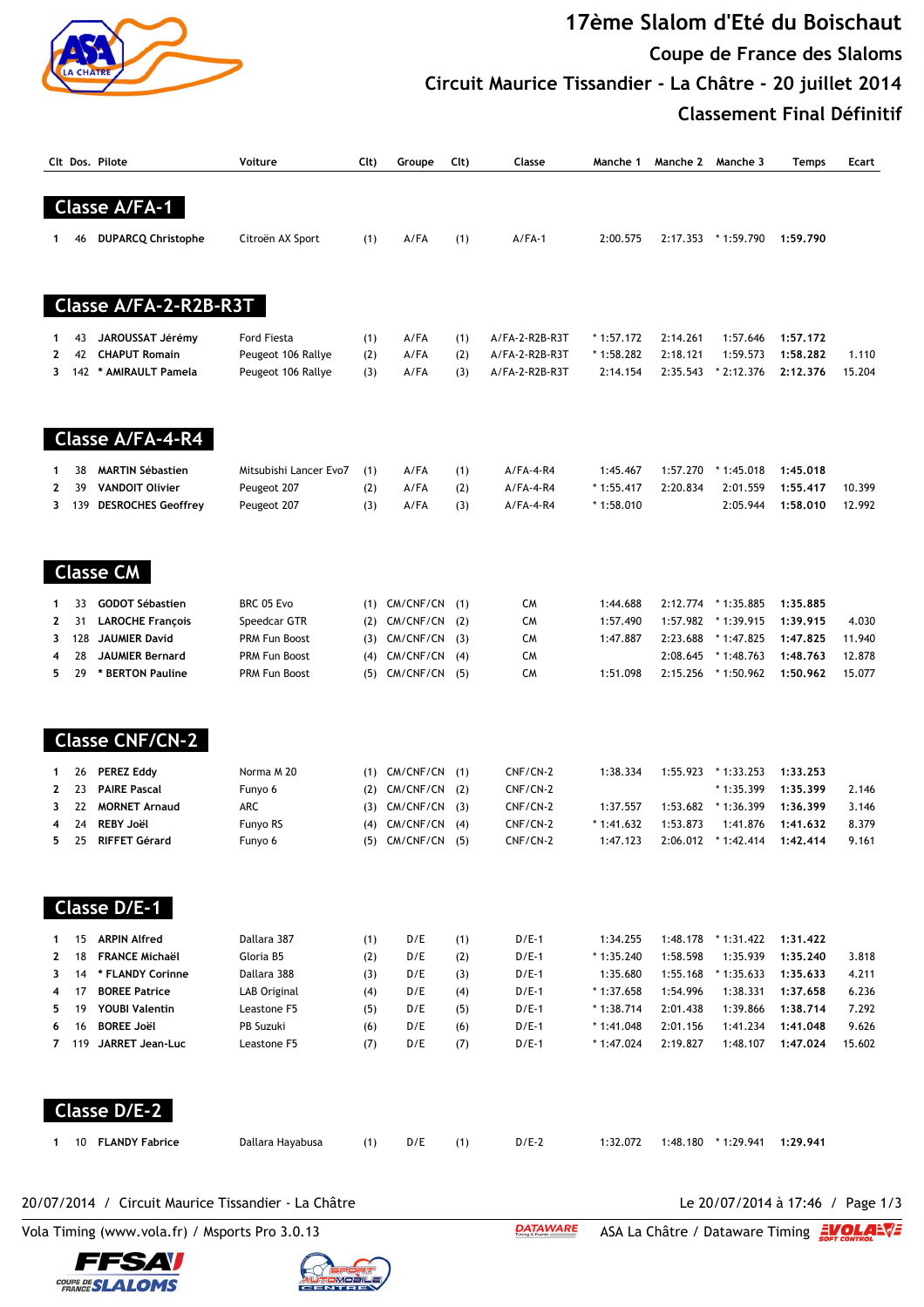# 17ème Slalom d'Eté du Boischaut

## Coupe de France des Slaloms

## Circuit Maurice Tissandier - La Châtre - 20 juillet 2014

## Classement Final Définitif

| Clt | Dos. | Pilote | Voiture | Clt) | Groupe | Clt) | Classe | Manche 1 | Manche 2 | Manche 3 | Temps | Ecart |
|---|---|---|---|---|---|---|---|---|---|---|---|---|
| **Classe A/FA-1** | | | | | | | | | | | | |
| 1 | 46 | **DUPARCQ Christophe** | Citroën AX Sport | (1) | A/FA | (1) | A/FA-1 | 2:00.575 | 2:17.353 | * 1:59.790 | **1:59.790** | |
| **Classe A/FA-2-R2B-R3T** | | | | | | | | | | | | |
| 1 | 43 | **JAROUSSAT Jérémy** | Ford Fiesta | (1) | A/FA | (1) | A/FA-2-R2B-R3T | * 1:57.172 | 2:14.261 | 1:57.646 | **1:57.172** | |
| 2 | 42 | **CHAPUT Romain** | Peugeot 106 Rallye | (2) | A/FA | (2) | A/FA-2-R2B-R3T | * 1:58.282 | 2:18.121 | 1:59.573 | **1:58.282** | 1.110 |
| 3 | 142 | *** AMIRAULT Pamela** | Peugeot 106 Rallye | (3) | A/FA | (3) | A/FA-2-R2B-R3T | 2:14.154 | 2:35.543 | * 2:12.376 | **2:12.376** | 15.204 |
| **Classe A/FA-4-R4** | | | | | | | | | | | | |
| 1 | 38 | **MARTIN Sébastien** | Mitsubishi Lancer Evo7 | (1) | A/FA | (1) | A/FA-4-R4 | 1:45.467 | 1:57.270 | * 1:45.018 | **1:45.018** | |
| 2 | 39 | **VANDOIT Olivier** | Peugeot 207 | (2) | A/FA | (2) | A/FA-4-R4 | * 1:55.417 | 2:20.834 | 2:01.559 | **1:55.417** | 10.399 |
| 3 | 139 | **DESROCHES Geoffrey** | Peugeot 207 | (3) | A/FA | (3) | A/FA-4-R4 | * 1:58.010 | | 2:05.944 | **1:58.010** | 12.992 |
| **Classe CM** | | | | | | | | | | | | |
| 1 | 33 | **GODOT Sébastien** | BRC 05 Evo | (1) | CM/CNF/CN | (1) | CM | 1:44.688 | 2:12.774 | * 1:35.885 | **1:35.885** | |
| 2 | 31 | **LAROCHE François** | Speedcar GTR | (2) | CM/CNF/CN | (2) | CM | 1:57.490 | 1:57.982 | * 1:39.915 | **1:39.915** | 4.030 |
| 3 | 128 | **JAUMIER David** | PRM Fun Boost | (3) | CM/CNF/CN | (3) | CM | 1:47.887 | 2:23.688 | * 1:47.825 | **1:47.825** | 11.940 |
| 4 | 28 | **JAUMIER Bernard** | PRM Fun Boost | (4) | CM/CNF/CN | (4) | CM | | 2:08.645 | * 1:48.763 | **1:48.763** | 12.878 |
| 5 | 29 | *** BERTON Pauline** | PRM Fun Boost | (5) | CM/CNF/CN | (5) | CM | 1:51.098 | 2:15.256 | * 1:50.962 | **1:50.962** | 15.077 |
| **Classe CNF/CN-2** | | | | | | | | | | | | |
| 1 | 26 | **PEREZ Eddy** | Norma M 20 | (1) | CM/CNF/CN | (1) | CNF/CN-2 | 1:38.334 | 1:55.923 | * 1:33.253 | **1:33.253** | |
| 2 | 23 | **PAIRE Pascal** | Funyo 6 | (2) | CM/CNF/CN | (2) | CNF/CN-2 | | | * 1:35.399 | **1:35.399** | 2.146 |
| 3 | 22 | **MORNET Arnaud** | ARC | (3) | CM/CNF/CN | (3) | CNF/CN-2 | 1:37.557 | 1:53.682 | * 1:36.399 | **1:36.399** | 3.146 |
| 4 | 24 | **REBY Joël** | Funyo RS | (4) | CM/CNF/CN | (4) | CNF/CN-2 | * 1:41.632 | 1:53.873 | 1:41.876 | **1:41.632** | 8.379 |
| 5 | 25 | **RIFFET Gérard** | Funyo 6 | (5) | CM/CNF/CN | (5) | CNF/CN-2 | 1:47.123 | 2:06.012 | * 1:42.414 | **1:42.414** | 9.161 |
| **Classe D/E-1** | | | | | | | | | | | | |
| 1 | 15 | **ARPIN Alfred** | Dallara 387 | (1) | D/E | (1) | D/E-1 | 1:34.255 | 1:48.178 | * 1:31.422 | **1:31.422** | |
| 2 | 18 | **FRANCE Michaël** | Gloria B5 | (2) | D/E | (2) | D/E-1 | * 1:35.240 | 1:58.598 | 1:35.939 | **1:35.240** | 3.818 |
| 3 | 14 | *** FLANDY Corinne** | Dallara 388 | (3) | D/E | (3) | D/E-1 | 1:35.680 | 1:55.168 | * 1:35.633 | **1:35.633** | 4.211 |
| 4 | 17 | **BOREE Patrice** | LAB Original | (4) | D/E | (4) | D/E-1 | * 1:37.658 | 1:54.996 | 1:38.331 | **1:37.658** | 6.236 |
| 5 | 19 | **YOUBI Valentin** | Leastone F5 | (5) | D/E | (5) | D/E-1 | * 1:38.714 | 2:01.438 | 1:39.866 | **1:38.714** | 7.292 |
| 6 | 16 | **BOREE Joël** | PB Suzuki | (6) | D/E | (6) | D/E-1 | * 1:41.048 | 2:01.156 | 1:41.234 | **1:41.048** | 9.626 |
| 7 | 119 | **JARRET Jean-Luc** | Leastone F5 | (7) | D/E | (7) | D/E-1 | * 1:47.024 | 2:19.827 | 1:48.107 | **1:47.024** | 15.602 |
| **Classe D/E-2** | | | | | | | | | | | | |
| 1 | 10 | **FLANDY Fabrice** | Dallara Hayabusa | (1) | D/E | (1) | D/E-2 | 1:32.072 | 1:48.180 | * 1:29.941 | **1:29.941** | |

20/07/2014 / Circuit Maurice Tissandier - La Châtre — Le 20/07/2014 à 17:46

Vola Timing (www.vola.fr) / Msports Pro 3.0.13 — ASA La Châtre / Dataware Timing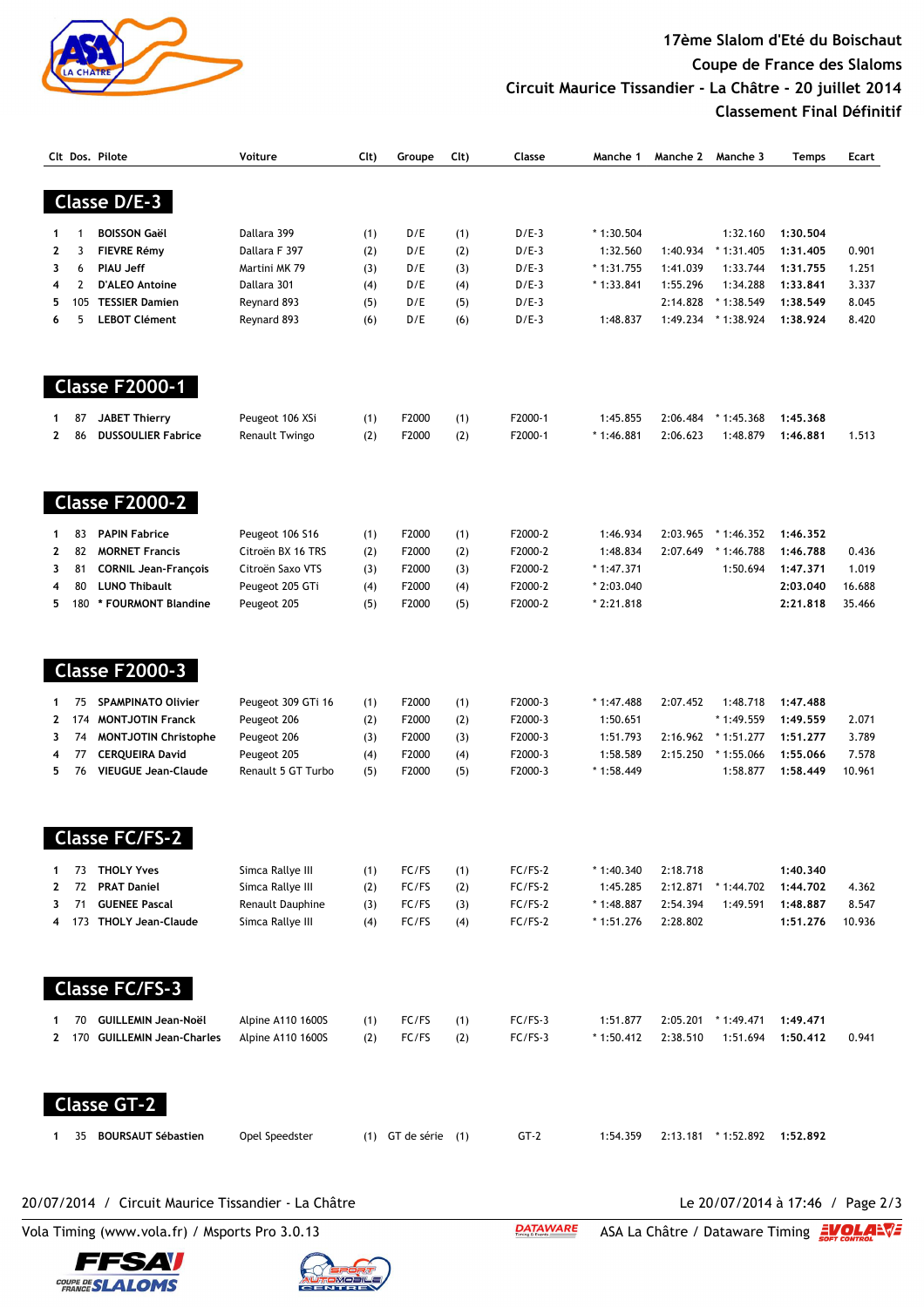17ème Slalom d'Eté du Boischaut
Coupe de France des Slaloms
Circuit Maurice Tissandier - La Châtre - 20 juillet 2014
Classement Final Définitif

## Classe D/E-3

| Clt | Dos. | Pilote | Voiture | Clt) | Groupe | Clt) | Classe | Manche 1 | Manche 2 | Manche 3 | Temps | Ecart |
|---|---|---|---|---|---|---|---|---|---|---|---|---|
| 1 | 1 | BOISSON Gaël | Dallara 399 | (1) | D/E | (1) | D/E-3 | * 1:30.504 | | 1:32.160 | 1:30.504 | |
| 2 | 3 | FIEVRE Rémy | Dallara F 397 | (2) | D/E | (2) | D/E-3 | 1:32.560 | 1:40.934 | * 1:31.405 | 1:31.405 | 0.901 |
| 3 | 6 | PIAU Jeff | Martini MK 79 | (3) | D/E | (3) | D/E-3 | * 1:31.755 | 1:41.039 | 1:33.744 | 1:31.755 | 1.251 |
| 4 | 2 | D'ALEO Antoine | Dallara 301 | (4) | D/E | (4) | D/E-3 | * 1:33.841 | 1:55.296 | 1:34.288 | 1:33.841 | 3.337 |
| 5 | 105 | TESSIER Damien | Reynard 893 | (5) | D/E | (5) | D/E-3 | | 2:14.828 | * 1:38.549 | 1:38.549 | 8.045 |
| 6 | 5 | LEBOT Clément | Reynard 893 | (6) | D/E | (6) | D/E-3 | 1:48.837 | 1:49.234 | * 1:38.924 | 1:38.924 | 8.420 |

## Classe F2000-1

| Clt | Dos. | Pilote | Voiture | Clt) | Groupe | Clt) | Classe | Manche 1 | Manche 2 | Manche 3 | Temps | Ecart |
|---|---|---|---|---|---|---|---|---|---|---|---|---|
| 1 | 87 | JABET Thierry | Peugeot 106 XSi | (1) | F2000 | (1) | F2000-1 | 1:45.855 | 2:06.484 | * 1:45.368 | 1:45.368 | |
| 2 | 86 | DUSSOULIER Fabrice | Renault Twingo | (2) | F2000 | (2) | F2000-1 | * 1:46.881 | 2:06.623 | 1:48.879 | 1:46.881 | 1.513 |

## Classe F2000-2

| Clt | Dos. | Pilote | Voiture | Clt) | Groupe | Clt) | Classe | Manche 1 | Manche 2 | Manche 3 | Temps | Ecart |
|---|---|---|---|---|---|---|---|---|---|---|---|---|
| 1 | 83 | PAPIN Fabrice | Peugeot 106 S16 | (1) | F2000 | (1) | F2000-2 | 1:46.934 | 2:03.965 | * 1:46.352 | 1:46.352 | |
| 2 | 82 | MORNET Francis | Citroën BX 16 TRS | (2) | F2000 | (2) | F2000-2 | 1:48.834 | 2:07.649 | * 1:46.788 | 1:46.788 | 0.436 |
| 3 | 81 | CORNIL Jean-François | Citroën Saxo VTS | (3) | F2000 | (3) | F2000-2 | * 1:47.371 | | 1:50.694 | 1:47.371 | 1.019 |
| 4 | 80 | LUNO Thibault | Peugeot 205 GTi | (4) | F2000 | (4) | F2000-2 | * 2:03.040 | | | 2:03.040 | 16.688 |
| 5 | 180 | * FOURMONT Blandine | Peugeot 205 | (5) | F2000 | (5) | F2000-2 | * 2:21.818 | | | 2:21.818 | 35.466 |

## Classe F2000-3

| Clt | Dos. | Pilote | Voiture | Clt) | Groupe | Clt) | Classe | Manche 1 | Manche 2 | Manche 3 | Temps | Ecart |
|---|---|---|---|---|---|---|---|---|---|---|---|---|
| 1 | 75 | SPAMPINATO Olivier | Peugeot 309 GTi 16 | (1) | F2000 | (1) | F2000-3 | * 1:47.488 | 2:07.452 | 1:48.718 | 1:47.488 | |
| 2 | 174 | MONTJOTIN Franck | Peugeot 206 | (2) | F2000 | (2) | F2000-3 | 1:50.651 | | * 1:49.559 | 1:49.559 | 2.071 |
| 3 | 74 | MONTJOTIN Christophe | Peugeot 206 | (3) | F2000 | (3) | F2000-3 | 1:51.793 | 2:16.962 | * 1:51.277 | 1:51.277 | 3.789 |
| 4 | 77 | CERQUEIRA David | Peugeot 205 | (4) | F2000 | (4) | F2000-3 | 1:58.589 | 2:15.250 | * 1:55.066 | 1:55.066 | 7.578 |
| 5 | 76 | VIEUGUE Jean-Claude | Renault 5 GT Turbo | (5) | F2000 | (5) | F2000-3 | * 1:58.449 | | 1:58.877 | 1:58.449 | 10.961 |

## Classe FC/FS-2

| Clt | Dos. | Pilote | Voiture | Clt) | Groupe | Clt) | Classe | Manche 1 | Manche 2 | Manche 3 | Temps | Ecart |
|---|---|---|---|---|---|---|---|---|---|---|---|---|
| 1 | 73 | THOLY Yves | Simca Rallye III | (1) | FC/FS | (1) | FC/FS-2 | * 1:40.340 | 2:18.718 | | 1:40.340 | |
| 2 | 72 | PRAT Daniel | Simca Rallye III | (2) | FC/FS | (2) | FC/FS-2 | 1:45.285 | 2:12.871 | * 1:44.702 | 1:44.702 | 4.362 |
| 3 | 71 | GUENEE Pascal | Renault Dauphine | (3) | FC/FS | (3) | FC/FS-2 | * 1:48.887 | 2:54.394 | 1:49.591 | 1:48.887 | 8.547 |
| 4 | 173 | THOLY Jean-Claude | Simca Rallye III | (4) | FC/FS | (4) | FC/FS-2 | * 1:51.276 | 2:28.802 | | 1:51.276 | 10.936 |

## Classe FC/FS-3

| Clt | Dos. | Pilote | Voiture | Clt) | Groupe | Clt) | Classe | Manche 1 | Manche 2 | Manche 3 | Temps | Ecart |
|---|---|---|---|---|---|---|---|---|---|---|---|---|
| 1 | 70 | GUILLEMIN Jean-Noël | Alpine A110 1600S | (1) | FC/FS | (1) | FC/FS-3 | 1:51.877 | 2:05.201 | * 1:49.471 | 1:49.471 | |
| 2 | 170 | GUILLEMIN Jean-Charles | Alpine A110 1600S | (2) | FC/FS | (2) | FC/FS-3 | * 1:50.412 | 2:38.510 | 1:51.694 | 1:50.412 | 0.941 |

## Classe GT-2

| Clt | Dos. | Pilote | Voiture | Clt) | Groupe | Clt) | Classe | Manche 1 | Manche 2 | Manche 3 | Temps | Ecart |
|---|---|---|---|---|---|---|---|---|---|---|---|---|
| 1 | 35 | BOURSAUT Sébastien | Opel Speedster | (1) | GT de série | (1) | GT-2 | 1:54.359 | 2:13.181 | * 1:52.892 | 1:52.892 | |

20/07/2014 / Circuit Maurice Tissandier - La Châtre — Le 20/07/2014 à 17:46

Vola Timing (www.vola.fr) / Msports Pro 3.0.13 — ASA La Châtre / Dataware Timing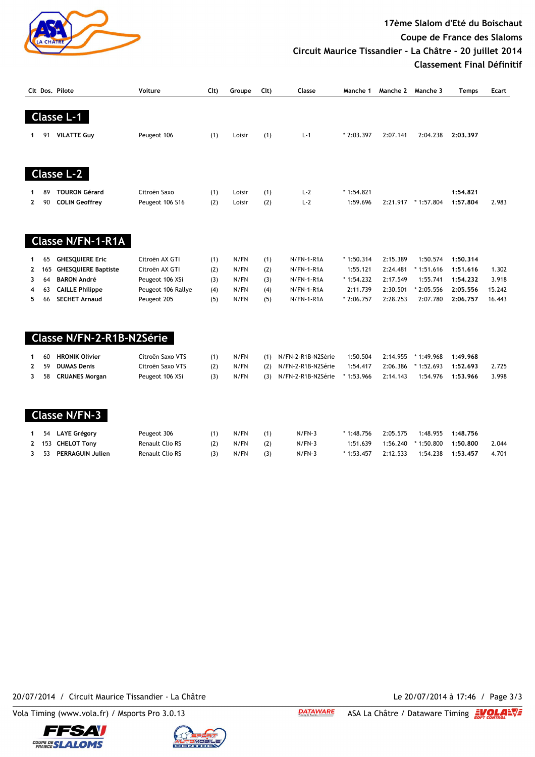17ème Slalom d'Eté du Boischaut
Coupe de France des Slaloms
Circuit Maurice Tissandier - La Châtre - 20 juillet 2014
Classement Final Définitif

| Clt | Dos. | Pilote | Voiture | Clt) | Groupe | Clt) | Classe | Manche 1 | Manche 2 | Manche 3 | Temps | Ecart |
|---|---|---|---|---|---|---|---|---|---|---|---|---|
| **Classe L-1** | | | | | | | | | | | | |
| 1 | 91 | **VILATTE Guy** | Peugeot 106 | (1) | Loisir | (1) | L-1 | * 2:03.397 | 2:07.141 | 2:04.238 | **2:03.397** | |
| **Classe L-2** | | | | | | | | | | | | |
| 1 | 89 | **TOURON Gérard** | Citroën Saxo | (1) | Loisir | (1) | L-2 | * 1:54.821 | | | **1:54.821** | |
| 2 | 90 | **COLIN Geoffrey** | Peugeot 106 S16 | (2) | Loisir | (2) | L-2 | 1:59.696 | 2:21.917 | * 1:57.804 | **1:57.804** | 2.983 |
| **Classe N/FN-1-R1A** | | | | | | | | | | | | |
| 1 | 65 | **GHESQUIERE Eric** | Citroën AX GTI | (1) | N/FN | (1) | N/FN-1-R1A | * 1:50.314 | 2:15.389 | 1:50.574 | **1:50.314** | |
| 2 | 165 | **GHESQUIERE Baptiste** | Citroën AX GTI | (2) | N/FN | (2) | N/FN-1-R1A | 1:55.121 | 2:24.481 | * 1:51.616 | **1:51.616** | 1.302 |
| 3 | 64 | **BARON André** | Peugeot 106 XSi | (3) | N/FN | (3) | N/FN-1-R1A | * 1:54.232 | 2:17.549 | 1:55.741 | **1:54.232** | 3.918 |
| 4 | 63 | **CAILLE Philippe** | Peugeot 106 Rallye | (4) | N/FN | (4) | N/FN-1-R1A | 2:11.739 | 2:30.501 | * 2:05.556 | **2:05.556** | 15.242 |
| 5 | 66 | **SECHET Arnaud** | Peugeot 205 | (5) | N/FN | (5) | N/FN-1-R1A | * 2:06.757 | 2:28.253 | 2:07.780 | **2:06.757** | 16.443 |
| **Classe N/FN-2-R1B-N2Série** | | | | | | | | | | | | |
| 1 | 60 | **HRONIK Olivier** | Citroën Saxo VTS | (1) | N/FN | (1) | N/FN-2-R1B-N2Série | 1:50.504 | 2:14.955 | * 1:49.968 | **1:49.968** | |
| 2 | 59 | **DUMAS Denis** | Citroën Saxo VTS | (2) | N/FN | (2) | N/FN-2-R1B-N2Série | 1:54.417 | 2:06.386 | * 1:52.693 | **1:52.693** | 2.725 |
| 3 | 58 | **CRUANES Morgan** | Peugeot 106 XSi | (3) | N/FN | (3) | N/FN-2-R1B-N2Série | * 1:53.966 | 2:14.143 | 1:54.976 | **1:53.966** | 3.998 |
| **Classe N/FN-3** | | | | | | | | | | | | |
| 1 | 54 | **LAYE Grégory** | Peugeot 306 | (1) | N/FN | (1) | N/FN-3 | * 1:48.756 | 2:05.575 | 1:48.955 | **1:48.756** | |
| 2 | 153 | **CHELOT Tony** | Renault Clio RS | (2) | N/FN | (2) | N/FN-3 | 1:51.639 | 1:56.240 | * 1:50.800 | **1:50.800** | 2.044 |
| 3 | 53 | **PERRAGUIN Julien** | Renault Clio RS | (3) | N/FN | (3) | N/FN-3 | * 1:53.457 | 2:12.533 | 1:54.238 | **1:53.457** | 4.701 |

20/07/2014 / Circuit Maurice Tissandier - La Châtre — Le 20/07/2014 à 17:46

Vola Timing (www.vola.fr) / Msports Pro 3.0.13 — ASA La Châtre / Dataware Timing